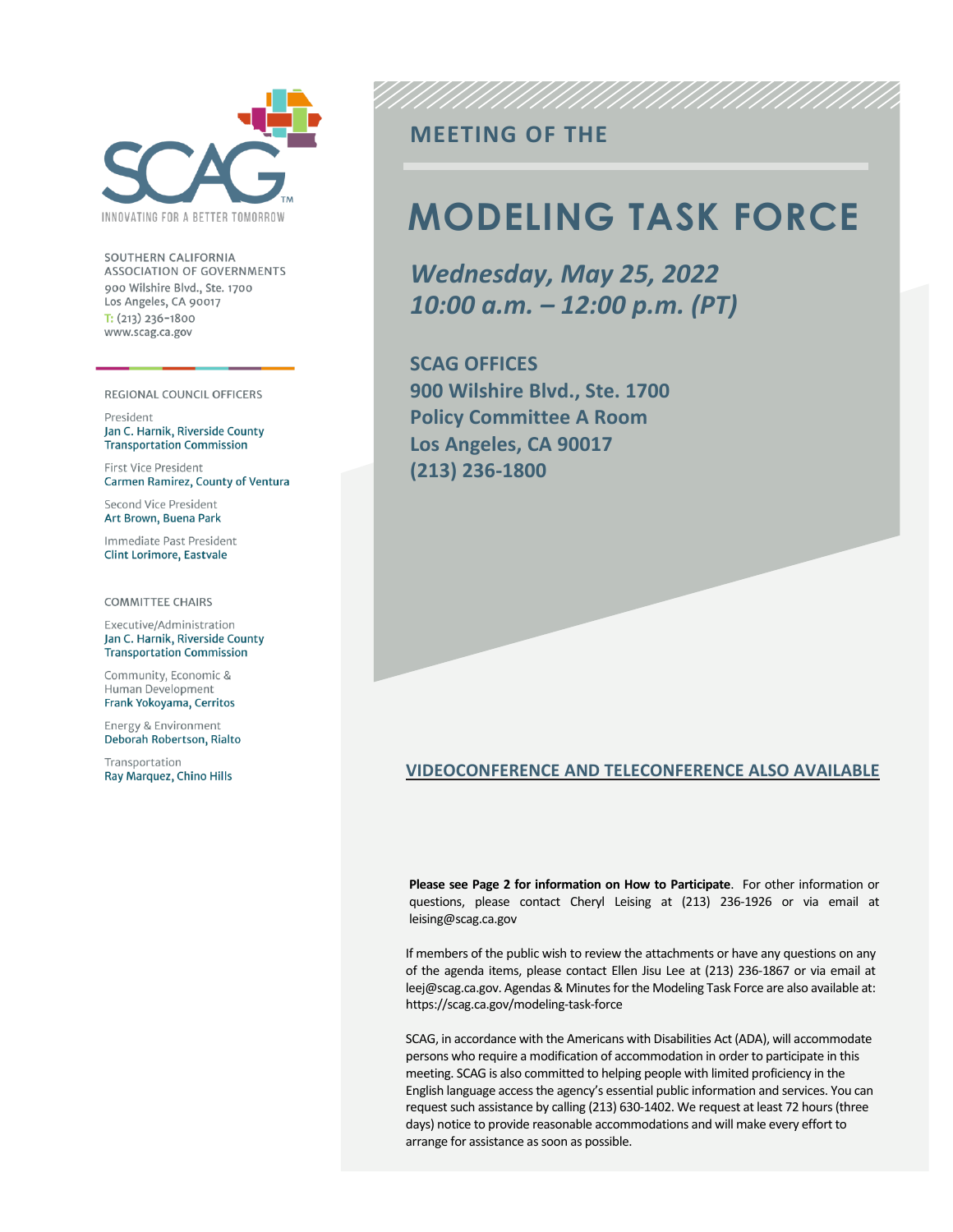SCAG

INNOVATING FOR A BETTER TOMORROW

SOUTHERN CALIFORNIA ASSOCIATION OF GOVERNMENTS
900 Wilshire Blvd., Ste. 1700
Los Angeles, CA 90017
T: (213) 236-1800
www.scag.ca.gov

REGIONAL COUNCIL OFFICERS

President
Jan C. Harnik, Riverside County Transportation Commission

First Vice President
Carmen Ramirez, County of Ventura

Second Vice President
Art Brown, Buena Park

Immediate Past President
Clint Lorimore, Eastvale

COMMITTEE CHAIRS

Executive/Administration
Jan C. Harnik, Riverside County Transportation Commission

Community, Economic & Human Development
Frank Yokoyama, Cerritos

Energy & Environment
Deborah Robertson, Rialto

Transportation
Ray Marquez, Chino Hills

## MEETING OF THE

# MODELING TASK FORCE

***Wednesday, May 25, 2022***
***10:00 a.m. – 12:00 p.m. (PT)***

**SCAG OFFICES**
**900 Wilshire Blvd., Ste. 1700**
**Policy Committee A Room**
**Los Angeles, CA 90017**
**(213) 236-1800**

**VIDEOCONFERENCE AND TELECONFERENCE ALSO AVAILABLE**

**Please see Page 2 for information on How to Participate**. For other information or questions, please contact Cheryl Leising at (213) 236-1926 or via email at leising@scag.ca.gov

If members of the public wish to review the attachments or have any questions on any of the agenda items, please contact Ellen Jisu Lee at (213) 236-1867 or via email at leej@scag.ca.gov. Agendas & Minutes for the Modeling Task Force are also available at: https://scag.ca.gov/modeling-task-force

SCAG, in accordance with the Americans with Disabilities Act (ADA), will accommodate persons who require a modification of accommodation in order to participate in this meeting. SCAG is also committed to helping people with limited proficiency in the English language access the agency's essential public information and services. You can request such assistance by calling (213) 630-1402. We request at least 72 hours (three days) notice to provide reasonable accommodations and will make every effort to arrange for assistance as soon as possible.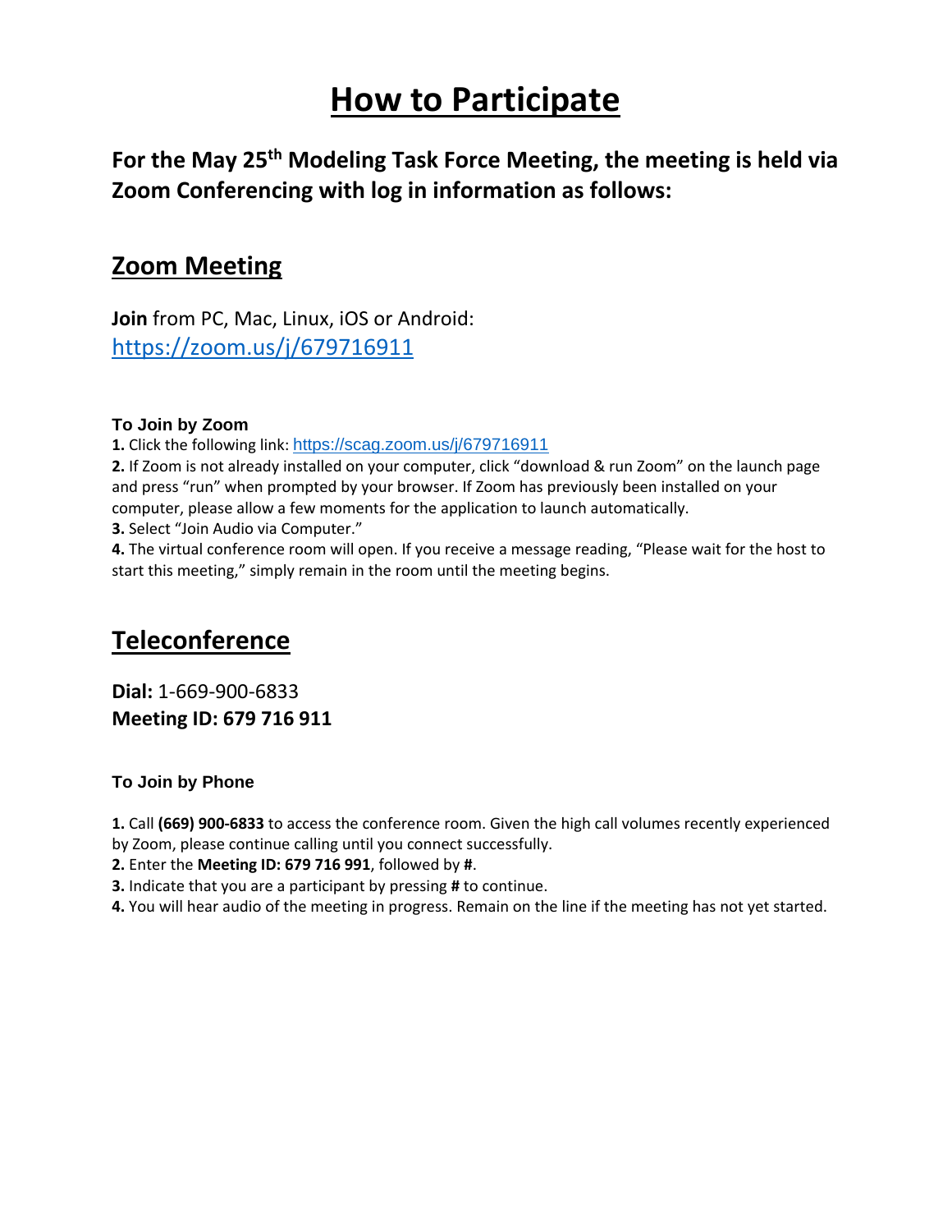# How to Participate

## For the May 25th Modeling Task Force Meeting, the meeting is held via Zoom Conferencing with log in information as follows:

## Zoom Meeting

**Join** from PC, Mac, Linux, iOS or Android:
https://zoom.us/j/679716911

### To Join by Zoom

**1.** Click the following link: https://scag.zoom.us/j/679716911
**2.** If Zoom is not already installed on your computer, click "download & run Zoom" on the launch page and press "run" when prompted by your browser. If Zoom has previously been installed on your computer, please allow a few moments for the application to launch automatically.
**3.** Select "Join Audio via Computer."
**4.** The virtual conference room will open. If you receive a message reading, "Please wait for the host to start this meeting," simply remain in the room until the meeting begins.

## Teleconference

**Dial:** 1-669-900-6833
**Meeting ID: 679 716 911**

### To Join by Phone

**1.** Call **(669) 900-6833** to access the conference room. Given the high call volumes recently experienced by Zoom, please continue calling until you connect successfully.
**2.** Enter the **Meeting ID: 679 716 991**, followed by **#**.
**3.** Indicate that you are a participant by pressing **#** to continue.
**4.** You will hear audio of the meeting in progress. Remain on the line if the meeting has not yet started.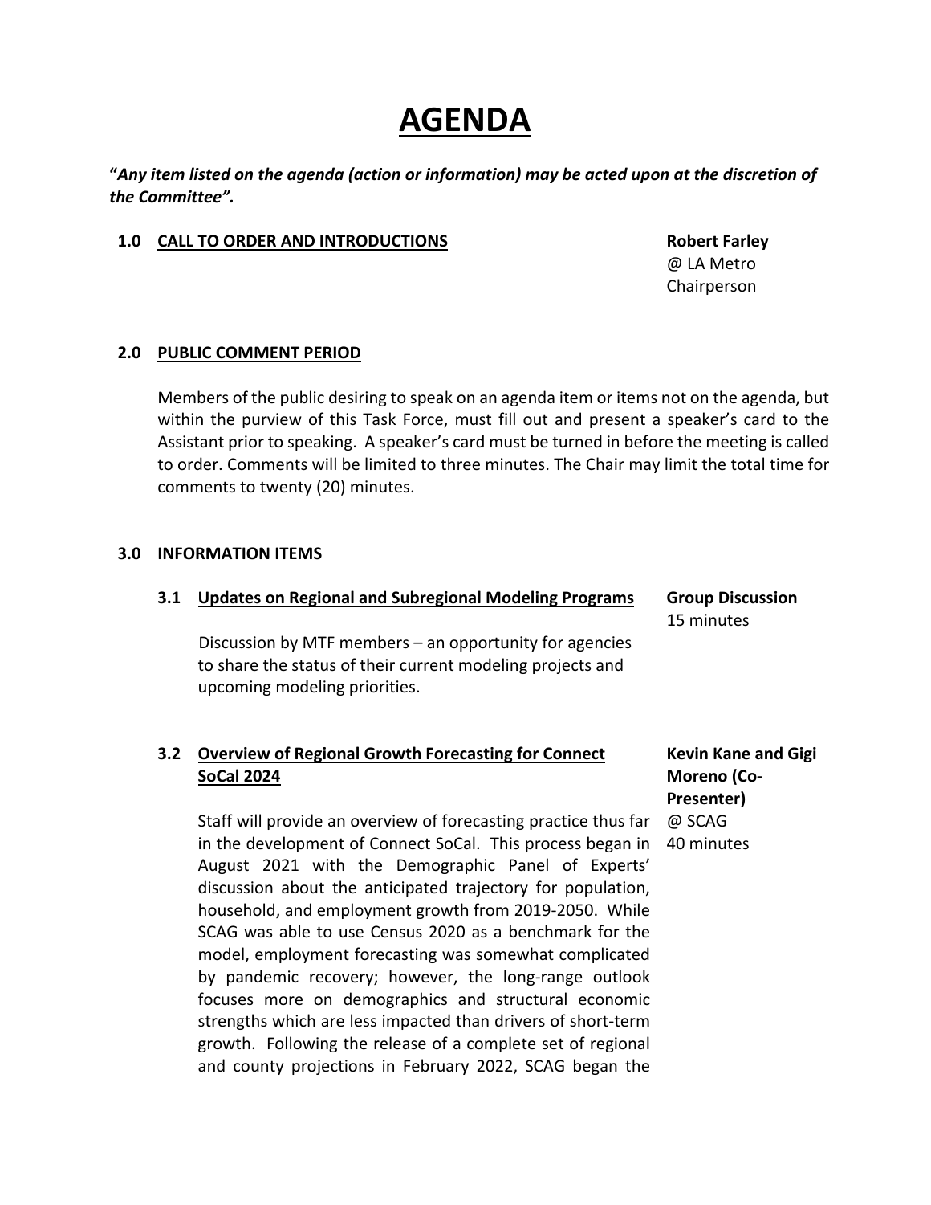# AGENDA

***"Any item listed on the agenda (action or information) may be acted upon at the discretion of the Committee".***

**1.0 CALL TO ORDER AND INTRODUCTIONS**

**Robert Farley**
@ LA Metro
Chairperson

**2.0 PUBLIC COMMENT PERIOD**

Members of the public desiring to speak on an agenda item or items not on the agenda, but within the purview of this Task Force, must fill out and present a speaker's card to the Assistant prior to speaking. A speaker's card must be turned in before the meeting is called to order. Comments will be limited to three minutes. The Chair may limit the total time for comments to twenty (20) minutes.

**3.0 INFORMATION ITEMS**

**3.1 Updates on Regional and Subregional Modeling Programs**

**Group Discussion**
15 minutes

Discussion by MTF members – an opportunity for agencies to share the status of their current modeling projects and upcoming modeling priorities.

**3.2 Overview of Regional Growth Forecasting for Connect SoCal 2024**

**Kevin Kane and Gigi Moreno (Co-Presenter)**
@ SCAG
40 minutes

Staff will provide an overview of forecasting practice thus far in the development of Connect SoCal. This process began in August 2021 with the Demographic Panel of Experts' discussion about the anticipated trajectory for population, household, and employment growth from 2019-2050. While SCAG was able to use Census 2020 as a benchmark for the model, employment forecasting was somewhat complicated by pandemic recovery; however, the long-range outlook focuses more on demographics and structural economic strengths which are less impacted than drivers of short-term growth. Following the release of a complete set of regional and county projections in February 2022, SCAG began the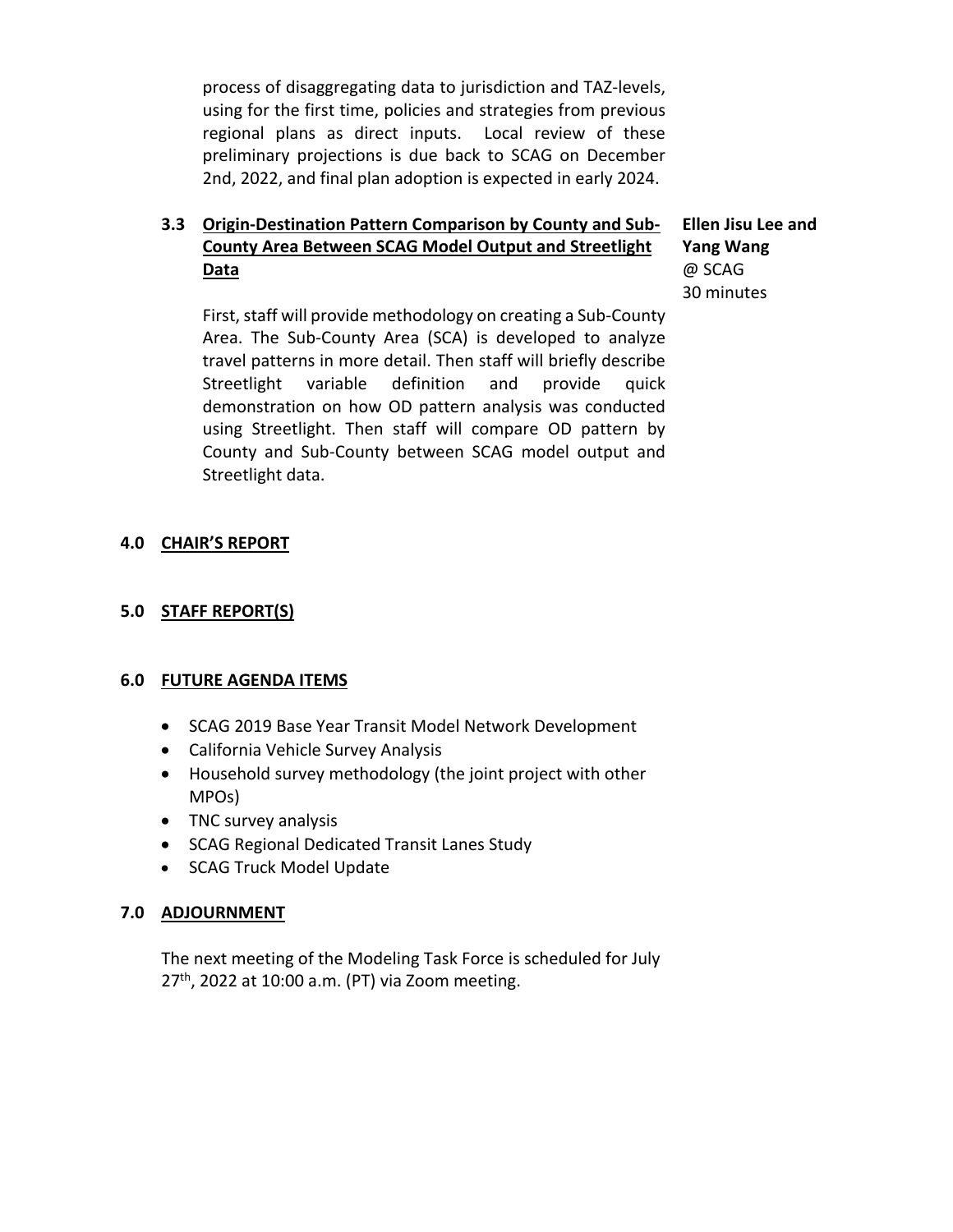process of disaggregating data to jurisdiction and TAZ-levels, using for the first time, policies and strategies from previous regional plans as direct inputs. Local review of these preliminary projections is due back to SCAG on December 2nd, 2022, and final plan adoption is expected in early 2024.

**3.3 Origin-Destination Pattern Comparison by County and Sub-County Area Between SCAG Model Output and Streetlight Data**

**Ellen Jisu Lee and Yang Wang**
@ SCAG
30 minutes

First, staff will provide methodology on creating a Sub-County Area. The Sub-County Area (SCA) is developed to analyze travel patterns in more detail. Then staff will briefly describe Streetlight variable definition and provide quick demonstration on how OD pattern analysis was conducted using Streetlight. Then staff will compare OD pattern by County and Sub-County between SCAG model output and Streetlight data.

## 4.0 CHAIR'S REPORT

## 5.0 STAFF REPORT(S)

## 6.0 FUTURE AGENDA ITEMS

- SCAG 2019 Base Year Transit Model Network Development
- California Vehicle Survey Analysis
- Household survey methodology (the joint project with other MPOs)
- TNC survey analysis
- SCAG Regional Dedicated Transit Lanes Study
- SCAG Truck Model Update

## 7.0 ADJOURNMENT

The next meeting of the Modeling Task Force is scheduled for July 27th, 2022 at 10:00 a.m. (PT) via Zoom meeting.